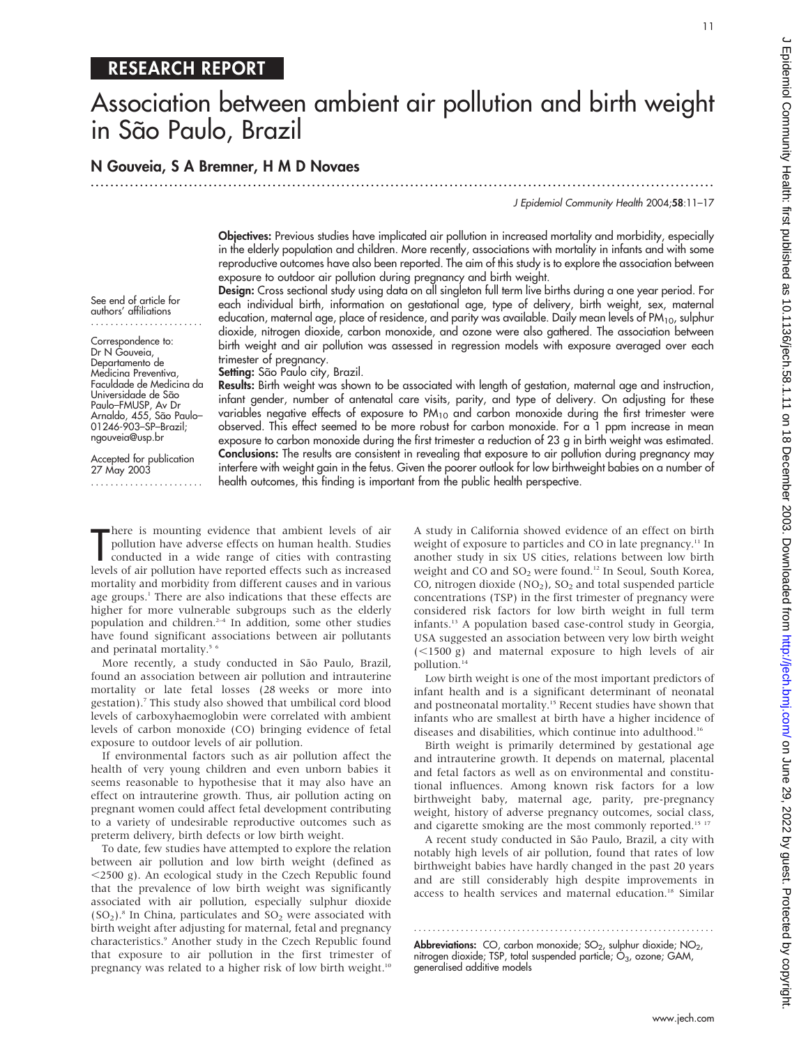RESEARCH REPORT

# Association between ambient air pollution and birth weight in São Paulo, Brazil

**N Gouveia, S A Bremner, H M D Novaes**

See end of article for authors' affiliations

Correspondence to: Dr N Gouveia, Departamento de Medicina Preventiva, Faculdade de Medicina da Universidade de São Paulo–FMUSP, Av Dr Arnaldo, 455, São Paulo–01246-903–SP–Brazil; ngouveia@usp.br

Accepted for publication 27 May 2003

**Objectives:** Previous studies have implicated air pollution in increased mortality and morbidity, especially in the elderly population and children. More recently, associations with mortality in infants and with some reproductive outcomes have also been reported. The aim of this study is to explore the association between exposure to outdoor air pollution during pregnancy and birth weight.

**Design:** Cross sectional study using data on all singleton full term live births during a one year period. For each individual birth, information on gestational age, type of delivery, birth weight, sex, maternal education, maternal age, place of residence, and parity was available. Daily mean levels of $PM_{10}$, sulphur dioxide, nitrogen dioxide, carbon monoxide, and ozone were also gathered. The association between birth weight and air pollution was assessed in regression models with exposure averaged over each trimester of pregnancy.

**Setting:** São Paulo city, Brazil.

**Results:** Birth weight was shown to be associated with length of gestation, maternal age and instruction, infant gender, number of antenatal care visits, parity, and type of delivery. On adjusting for these variables negative effects of exposure to $PM_{10}$ and carbon monoxide during the first trimester were observed. This effect seemed to be more robust for carbon monoxide. For a 1 ppm increase in mean exposure to carbon monoxide during the first trimester a reduction of 23 g in birth weight was estimated.

**Conclusions:** The results are consistent in revealing that exposure to air pollution during pregnancy may interfere with weight gain in the fetus. Given the poorer outlook for low birthweight babies on a number of health outcomes, this finding is important from the public health perspective.

There is mounting evidence that ambient levels of air pollution have adverse effects on human health. Studies conducted in a wide range of cities with contrasting levels of air pollution have reported effects such as increased mortality and morbidity from different causes and in various age groups.[1] There are also indications that these effects are higher for more vulnerable subgroups such as the elderly population and children.[2–4] In addition, some other studies have found significant associations between air pollutants and perinatal mortality.[5 6]

More recently, a study conducted in São Paulo, Brazil, found an association between air pollution and intrauterine mortality or late fetal losses (28 weeks or more into gestation).[7] This study also showed that umbilical cord blood levels of carboxyhaemoglobin were correlated with ambient levels of carbon monoxide (CO) bringing evidence of fetal exposure to outdoor levels of air pollution.

If environmental factors such as air pollution affect the health of very young children and even unborn babies it seems reasonable to hypothesise that it may also have an effect on intrauterine growth. Thus, air pollution acting on pregnant women could affect fetal development contributing to a variety of undesirable reproductive outcomes such as preterm delivery, birth defects or low birth weight.

To date, few studies have attempted to explore the relation between air pollution and low birth weight (defined as <2500 g). An ecological study in the Czech Republic found that the prevalence of low birth weight was significantly associated with air pollution, especially sulphur dioxide ($SO_2$).[8] In China, particulates and $SO_2$ were associated with birth weight after adjusting for maternal, fetal and pregnancy characteristics.[9] Another study in the Czech Republic found that exposure to air pollution in the first trimester of pregnancy was related to a higher risk of low birth weight.[10] A study in California showed evidence of an effect on birth weight of exposure to particles and CO in late pregnancy.[11] In another study in six US cities, relations between low birth weight and CO and $SO_2$ were found.[12] In Seoul, South Korea, CO, nitrogen dioxide ($NO_2$), $SO_2$ and total suspended particle concentrations (TSP) in the first trimester of pregnancy were considered risk factors for low birth weight in full term infants.[13] A population based case-control study in Georgia, USA suggested an association between very low birth weight (<1500 g) and maternal exposure to high levels of air pollution.[14]

Low birth weight is one of the most important predictors of infant health and is a significant determinant of neonatal and postneonatal mortality.[15] Recent studies have shown that infants who are smallest at birth have a higher incidence of diseases and disabilities, which continue into adulthood.[16]

Birth weight is primarily determined by gestational age and intrauterine growth. It depends on maternal, placental and fetal factors as well as on environmental and constitutional influences. Among known risk factors for a low birthweight baby, maternal age, parity, pre-pregnancy weight, history of adverse pregnancy outcomes, social class, and cigarette smoking are the most commonly reported.[15 17]

A recent study conducted in São Paulo, Brazil, a city with notably high levels of air pollution, found that rates of low birthweight babies have hardly changed in the past 20 years and are still considerably high despite improvements in access to health services and maternal education.[18] Similar

**Abbreviations:** CO, carbon monoxide; $SO_2$, sulphur dioxide; $NO_2$, nitrogen dioxide; TSP, total suspended particle; $O_3$, ozone; GAM, generalised additive models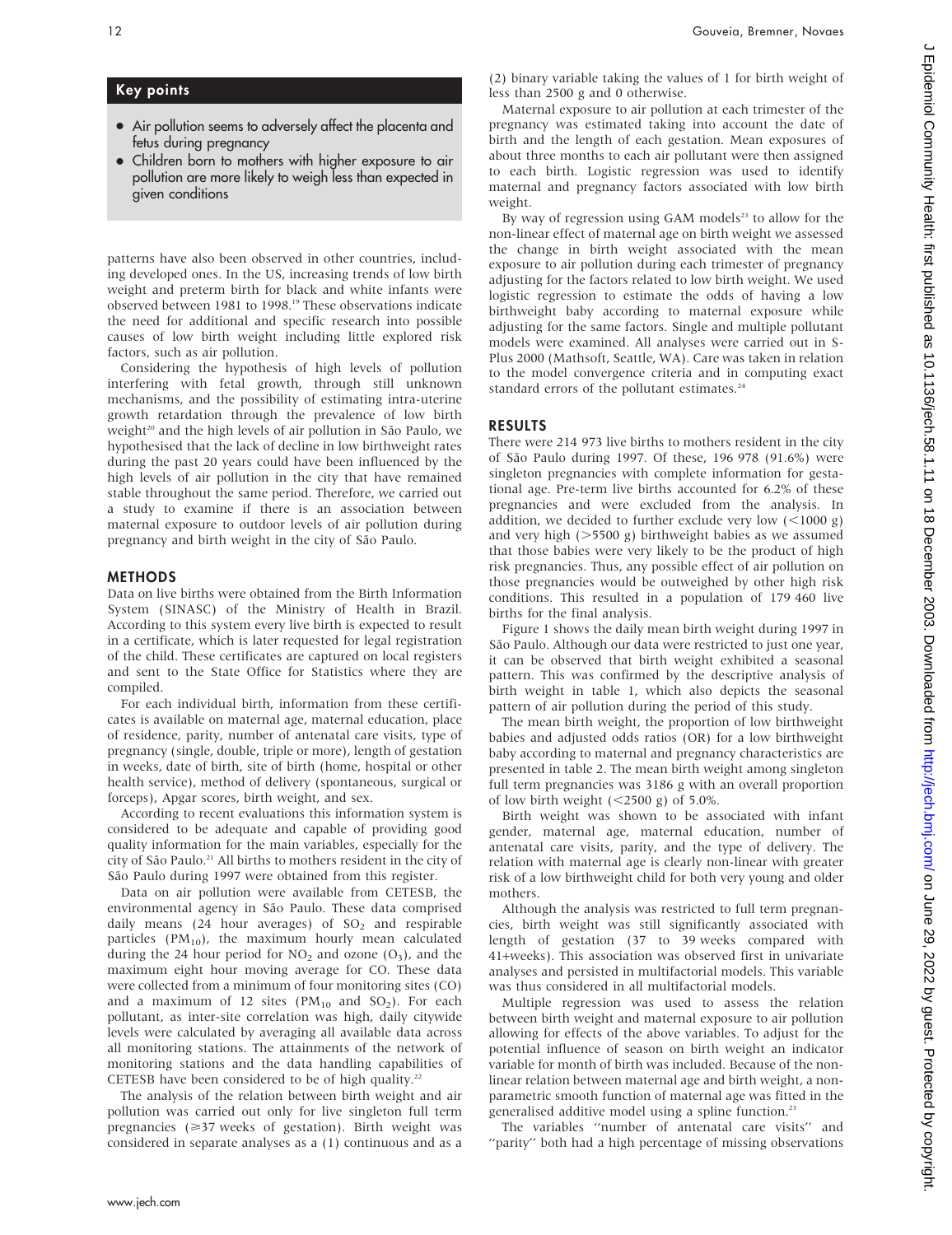## Key points

- Air pollution seems to adversely affect the placenta and fetus during pregnancy
- Children born to mothers with higher exposure to air pollution are more likely to weigh less than expected in given conditions

patterns have also been observed in other countries, including developed ones. In the US, increasing trends of low birth weight and preterm birth for black and white infants were observed between 1981 to 1998.[19] These observations indicate the need for additional and specific research into possible causes of low birth weight including little explored risk factors, such as air pollution.

Considering the hypothesis of high levels of pollution interfering with fetal growth, through still unknown mechanisms, and the possibility of estimating intra-uterine growth retardation through the prevalence of low birth weight[20] and the high levels of air pollution in São Paulo, we hypothesised that the lack of decline in low birthweight rates during the past 20 years could have been influenced by the high levels of air pollution in the city that have remained stable throughout the same period. Therefore, we carried out a study to examine if there is an association between maternal exposure to outdoor levels of air pollution during pregnancy and birth weight in the city of São Paulo.

## METHODS

Data on live births were obtained from the Birth Information System (SINASC) of the Ministry of Health in Brazil. According to this system every live birth is expected to result in a certificate, which is later requested for legal registration of the child. These certificates are captured on local registers and sent to the State Office for Statistics where they are compiled.

For each individual birth, information from these certificates is available on maternal age, maternal education, place of residence, parity, number of antenatal care visits, type of pregnancy (single, double, triple or more), length of gestation in weeks, date of birth, site of birth (home, hospital or other health service), method of delivery (spontaneous, surgical or forceps), Apgar scores, birth weight, and sex.

According to recent evaluations this information system is considered to be adequate and capable of providing good quality information for the main variables, especially for the city of São Paulo.[21] All births to mothers resident in the city of São Paulo during 1997 were obtained from this register.

Data on air pollution were available from CETESB, the environmental agency in São Paulo. These data comprised daily means (24 hour averages) of $SO_2$ and respirable particles ($PM_{10}$), the maximum hourly mean calculated during the 24 hour period for $NO_2$ and ozone ($O_3$), and the maximum eight hour moving average for CO. These data were collected from a minimum of four monitoring sites (CO) and a maximum of 12 sites ($PM_{10}$ and $SO_2$). For each pollutant, as inter-site correlation was high, daily citywide levels were calculated by averaging all available data across all monitoring stations. The attainments of the network of monitoring stations and the data handling capabilities of CETESB have been considered to be of high quality.[22]

The analysis of the relation between birth weight and air pollution was carried out only for live singleton full term pregnancies ($\geqslant$37 weeks of gestation). Birth weight was considered in separate analyses as a (1) continuous and as a (2) binary variable taking the values of 1 for birth weight of less than 2500 g and 0 otherwise.

Maternal exposure to air pollution at each trimester of the pregnancy was estimated taking into account the date of birth and the length of each gestation. Mean exposures of about three months to each air pollutant were then assigned to each birth. Logistic regression was used to identify maternal and pregnancy factors associated with low birth weight.

By way of regression using GAM models[23] to allow for the non-linear effect of maternal age on birth weight we assessed the change in birth weight associated with the mean exposure to air pollution during each trimester of pregnancy adjusting for the factors related to low birth weight. We used logistic regression to estimate the odds of having a low birthweight baby according to maternal exposure while adjusting for the same factors. Single and multiple pollutant models were examined. All analyses were carried out in S-Plus 2000 (Mathsoft, Seattle, WA). Care was taken in relation to the model convergence criteria and in computing exact standard errors of the pollutant estimates.[24]

## RESULTS

There were 214 973 live births to mothers resident in the city of São Paulo during 1997. Of these, 196 978 (91.6%) were singleton pregnancies with complete information for gestational age. Pre-term live births accounted for 6.2% of these pregnancies and were excluded from the analysis. In addition, we decided to further exclude very low (<1000 g) and very high (>5500 g) birthweight babies as we assumed that those babies were very likely to be the product of high risk pregnancies. Thus, any possible effect of air pollution on those pregnancies would be outweighed by other high risk conditions. This resulted in a population of 179 460 live births for the final analysis.

Figure 1 shows the daily mean birth weight during 1997 in São Paulo. Although our data were restricted to just one year, it can be observed that birth weight exhibited a seasonal pattern. This was confirmed by the descriptive analysis of birth weight in table 1, which also depicts the seasonal pattern of air pollution during the period of this study.

The mean birth weight, the proportion of low birthweight babies and adjusted odds ratios (OR) for a low birthweight baby according to maternal and pregnancy characteristics are presented in table 2. The mean birth weight among singleton full term pregnancies was 3186 g with an overall proportion of low birth weight (<2500 g) of 5.0%.

Birth weight was shown to be associated with infant gender, maternal age, maternal education, number of antenatal care visits, parity, and the type of delivery. The relation with maternal age is clearly non-linear with greater risk of a low birthweight child for both very young and older mothers.

Although the analysis was restricted to full term pregnancies, birth weight was still significantly associated with length of gestation (37 to 39 weeks compared with 41+weeks). This association was observed first in univariate analyses and persisted in multifactorial models. This variable was thus considered in all multifactorial models.

Multiple regression was used to assess the relation between birth weight and maternal exposure to air pollution allowing for effects of the above variables. To adjust for the potential influence of season on birth weight an indicator variable for month of birth was included. Because of the non-linear relation between maternal age and birth weight, a non-parametric smooth function of maternal age was fitted in the generalised additive model using a spline function.[23]

The variables "number of antenatal care visits" and "parity" both had a high percentage of missing observations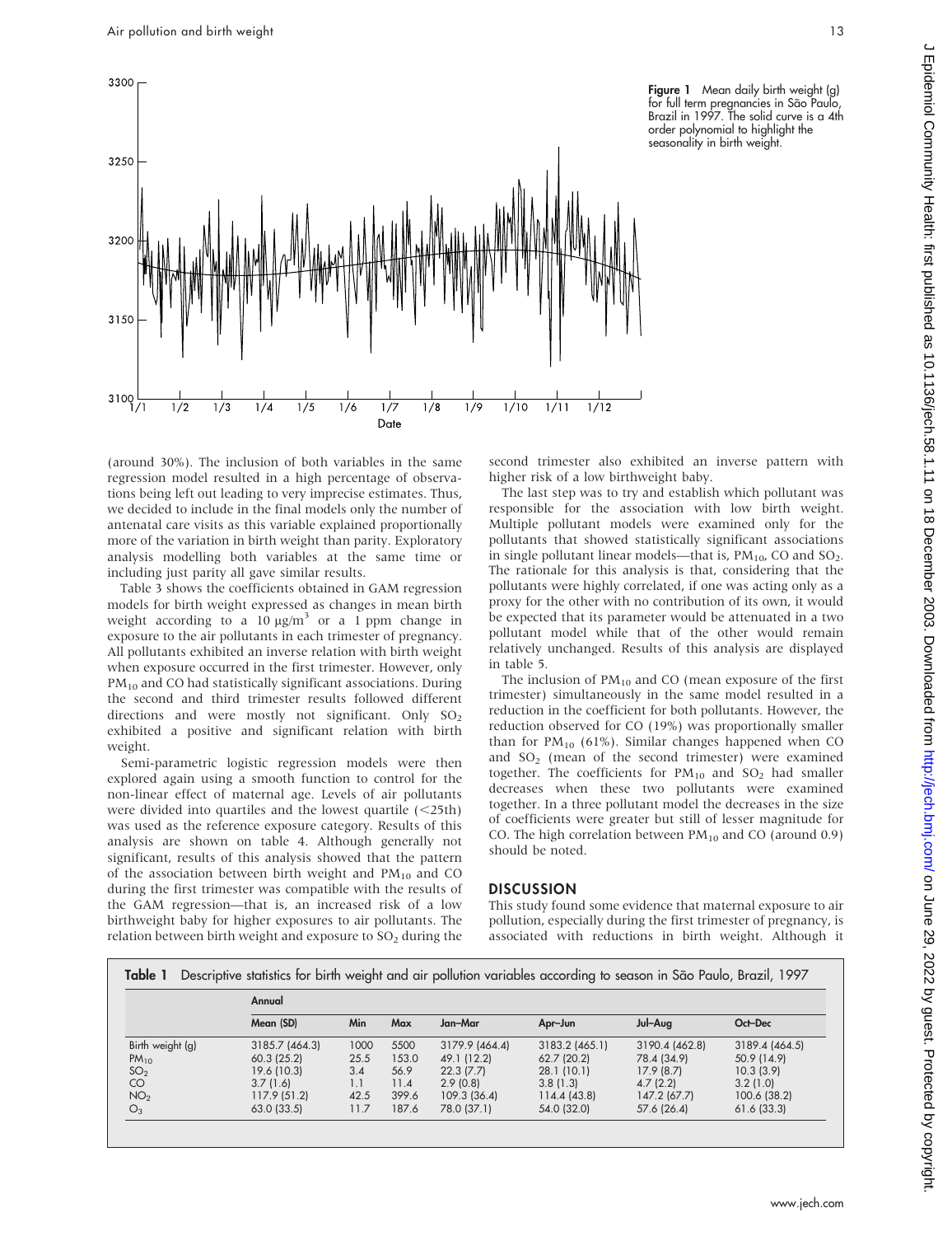Figure 1 Mean daily birth weight (g) for full term pregnancies in São Paulo, Brazil in 1997. The solid curve is a 4th order polynomial to highlight the seasonality in birth weight.

(around 30%). The inclusion of both variables in the same regression model resulted in a high percentage of observations being left out leading to very imprecise estimates. Thus, we decided to include in the final models only the number of antenatal care visits as this variable explained proportionally more of the variation in birth weight than parity. Exploratory analysis modelling both variables at the same time or including just parity all gave similar results.

Table 3 shows the coefficients obtained in GAM regression models for birth weight expressed as changes in mean birth weight according to a 10 µg/m$^3$ or a 1 ppm change in exposure to the air pollutants in each trimester of pregnancy. All pollutants exhibited an inverse relation with birth weight when exposure occurred in the first trimester. However, only $PM_{10}$ and CO had statistically significant associations. During the second and third trimester results followed different directions and were mostly not significant. Only $SO_2$ exhibited a positive and significant relation with birth weight.

Semi-parametric logistic regression models were then explored again using a smooth function to control for the non-linear effect of maternal age. Levels of air pollutants were divided into quartiles and the lowest quartile (<25th) was used as the reference exposure category. Results of this analysis are shown on table 4. Although generally not significant, results of this analysis showed that the pattern of the association between birth weight and $PM_{10}$ and CO during the first trimester was compatible with the results of the GAM regression—that is, an increased risk of a low birthweight baby for higher exposures to air pollutants. The relation between birth weight and exposure to $SO_2$ during the second trimester also exhibited an inverse pattern with higher risk of a low birthweight baby.

The last step was to try and establish which pollutant was responsible for the association with low birth weight. Multiple pollutant models were examined only for the pollutants that showed statistically significant associations in single pollutant linear models—that is, $PM_{10}$, CO and $SO_2$. The rationale for this analysis is that, considering that the pollutants were highly correlated, if one was acting only as a proxy for the other with no contribution of its own, it would be expected that its parameter would be attenuated in a two pollutant model while that of the other would remain relatively unchanged. Results of this analysis are displayed in table 5.

The inclusion of $PM_{10}$ and CO (mean exposure of the first trimester) simultaneously in the same model resulted in a reduction in the coefficient for both pollutants. However, the reduction observed for CO (19%) was proportionally smaller than for $PM_{10}$ (61%). Similar changes happened when CO and $SO_2$ (mean of the second trimester) were examined together. The coefficients for $PM_{10}$ and $SO_2$ had smaller decreases when these two pollutants were examined together. In a three pollutant model the decreases in the size of coefficients were greater but still of lesser magnitude for CO. The high correlation between $PM_{10}$ and CO (around 0.9) should be noted.

## DISCUSSION

This study found some evidence that maternal exposure to air pollution, especially during the first trimester of pregnancy, is associated with reductions in birth weight. Although it

**Table 1** Descriptive statistics for birth weight and air pollution variables according to season in São Paulo, Brazil, 1997

| | Annual | | | | | | |
|---|---|---|---|---|---|---|---|
| | Mean (SD) | Min | Max | Jan–Mar | Apr–Jun | Jul–Aug | Oct–Dec |
| Birth weight (g) | 3185.7 (464.3) | 1000 | 5500 | 3179.9 (464.4) | 3183.2 (465.1) | 3190.4 (462.8) | 3189.4 (464.5) |
| $PM_{10}$ | 60.3 (25.2) | 25.5 | 153.0 | 49.1 (12.2) | 62.7 (20.2) | 78.4 (34.9) | 50.9 (14.9) |
| $SO_2$ | 19.6 (10.3) | 3.4 | 56.9 | 22.3 (7.7) | 28.1 (10.1) | 17.9 (8.7) | 10.3 (3.9) |
| CO | 3.7 (1.6) | 1.1 | 11.4 | 2.9 (0.8) | 3.8 (1.3) | 4.7 (2.2) | 3.2 (1.0) |
| $NO_2$ | 117.9 (51.2) | 42.5 | 399.6 | 109.3 (36.4) | 114.4 (43.8) | 147.2 (67.7) | 100.6 (38.2) |
| $O_3$ | 63.0 (33.5) | 11.7 | 187.6 | 78.0 (37.1) | 54.0 (32.0) | 57.6 (26.4) | 61.6 (33.3) |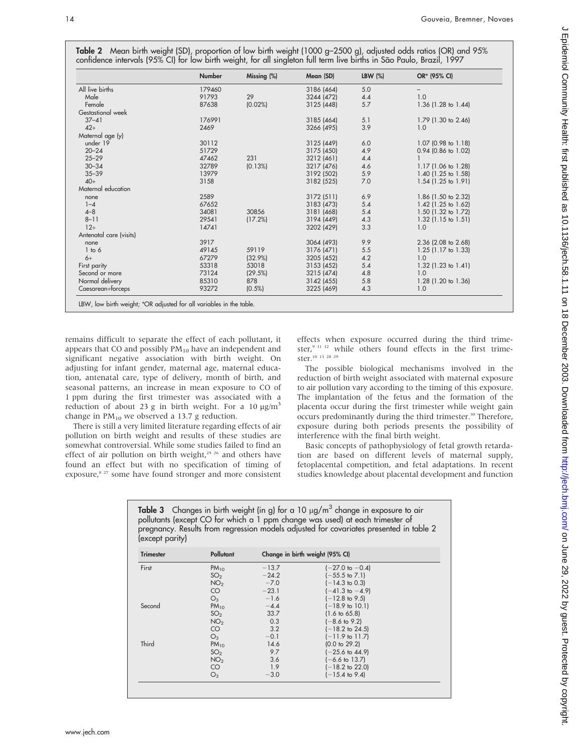**Table 2** Mean birth weight (SD), proportion of low birth weight (1000 g–2500 g), adjusted odds ratios (OR) and 95% confidence intervals (95% CI) for low birth weight, for all singleton full term live births in São Paulo, Brazil, 1997

| | Number | Missing (%) | Mean (SD) | LBW (%) | OR* (95% CI) |
|---|---|---|---|---|---|
| All live births | 179460 | | 3186 (464) | 5.0 | – |
| Male | 91793 | 29 | 3244 (472) | 4.4 | 1.0 |
| Female | 87638 | (0.02%) | 3125 (448) | 5.7 | 1.36 (1.28 to 1.44) |
| Gestational week | | | | | |
| 37–41 | 176991 | | 3185 (464) | 5.1 | 1.79 (1.30 to 2.46) |
| 42+ | 2469 | | 3266 (495) | 3.9 | 1.0 |
| Maternal age (y) | | | | | |
| under 19 | 30112 | | 3125 (449) | 6.0 | 1.07 (0.98 to 1.18) |
| 20–24 | 51729 | | 3175 (450) | 4.9 | 0.94 (0.86 to 1.02) |
| 25–29 | 47462 | 231 | 3212 (461) | 4.4 | 1 |
| 30–34 | 32789 | (0.13%) | 3217 (476) | 4.6 | 1.17 (1.06 to 1.28) |
| 35–39 | 13979 | | 3192 (502) | 5.9 | 1.40 (1.25 to 1.58) |
| 40+ | 3158 | | 3182 (525) | 7.0 | 1.54 (1.25 to 1.91) |
| Maternal education | | | | | |
| none | 2589 | | 3172 (511) | 6.9 | 1.86 (1.50 to 2.32) |
| 1–4 | 67652 | | 3183 (473) | 5.4 | 1.42 (1.25 to 1.62) |
| 4–8 | 34081 | 30856 | 3181 (468) | 5.4 | 1.50 (1.32 to 1.72) |
| 8–11 | 29541 | (17.2%) | 3194 (449) | 4.3 | 1.32 (1.15 to 1.51) |
| 12+ | 14741 | | 3202 (429) | 3.3 | 1.0 |
| Antenatal care (visits) | | | | | |
| none | 3917 | | 3064 (493) | 9.9 | 2.36 (2.08 to 2.68) |
| 1 to 6 | 49145 | 59119 | 3176 (471) | 5.5 | 1.25 (1.17 to 1.33) |
| 6+ | 67279 | (32.9%) | 3205 (452) | 4.2 | 1.0 |
| First parity | 53318 | 53018 | 3153 (452) | 5.4 | 1.32 (1.23 to 1.41) |
| Second or more | 73124 | (29.5%) | 3215 (474) | 4.8 | 1.0 |
| Normal delivery | 85310 | 878 | 3142 (455) | 5.8 | 1.28 (1.20 to 1.36) |
| Caesarean+forceps | 93272 | (0.5%) | 3225 (469) | 4.3 | 1.0 |

LBW, low birth weight; *OR adjusted for all variables in the table.

remains difficult to separate the effect of each pollutant, it appears that CO and possibly $PM_{10}$ have an independent and significant negative association with birth weight. On adjusting for infant gender, maternal age, maternal education, antenatal care, type of delivery, month of birth, and seasonal patterns, an increase in mean exposure to CO of 1 ppm during the first trimester was associated with a reduction of about 23 g in birth weight. For a 10 $\mu g/m^3$ change in $PM_{10}$ we observed a 13.7 g reduction.

There is still a very limited literature regarding effects of air pollution on birth weight and results of these studies are somewhat controversial. While some studies failed to find an effect of air pollution on birth weight,[25 26] and others have found an effect but with no specification of timing of exposure,[8 27] some have found stronger and more consistent effects when exposure occurred during the third trimester,[9 11 12] while others found effects in the first trimester.[10 13 28 29]

The possible biological mechanisms involved in the reduction of birth weight associated with maternal exposure to air pollution vary according to the timing of this exposure. The implantation of the fetus and the formation of the placenta occur during the first trimester while weight gain occurs predominantly during the third trimester.[30] Therefore, exposure during both periods presents the possibility of interference with the final birth weight.

Basic concepts of pathophysiology of fetal growth retardation are based on different levels of maternal supply, fetoplacental competition, and fetal adaptations. In recent studies knowledge about placental development and function

**Table 3** Changes in birth weight (in g) for a 10 $\mu g/m^3$ change in exposure to air pollutants (except CO for which a 1 ppm change was used) at each trimester of pregnancy. Results from regression models adjusted for covariates presented in table 2 (except parity)

| Trimester | Pollutant | Change in birth weight (95% CI) | |
|---|---|---|---|
| First | $PM_{10}$ | −13.7 | (−27.0 to −0.4) |
| | $SO_2$ | −24.2 | (−55.5 to 7.1) |
| | $NO_2$ | −7.0 | (−14.3 to 0.3) |
| | CO | −23.1 | (−41.3 to −4.9) |
| | $O_3$ | −1.6 | (−12.8 to 9.5) |
| Second | $PM_{10}$ | −4.4 | (−18.9 to 10.1) |
| | $SO_2$ | 33.7 | (1.6 to 65.8) |
| | $NO_2$ | 0.3 | (−8.6 to 9.2) |
| | CO | 3.2 | (−18.2 to 24.5) |
| | $O_3$ | −0.1 | (−11.9 to 11.7) |
| Third | $PM_{10}$ | 14.6 | (0.0 to 29.2) |
| | $SO_2$ | 9.7 | (−25.6 to 44.9) |
| | $NO_2$ | 3.6 | (−6.6 to 13.7) |
| | CO | 1.9 | (−18.2 to 22.0) |
| | $O_3$ | −3.0 | (−15.4 to 9.4) |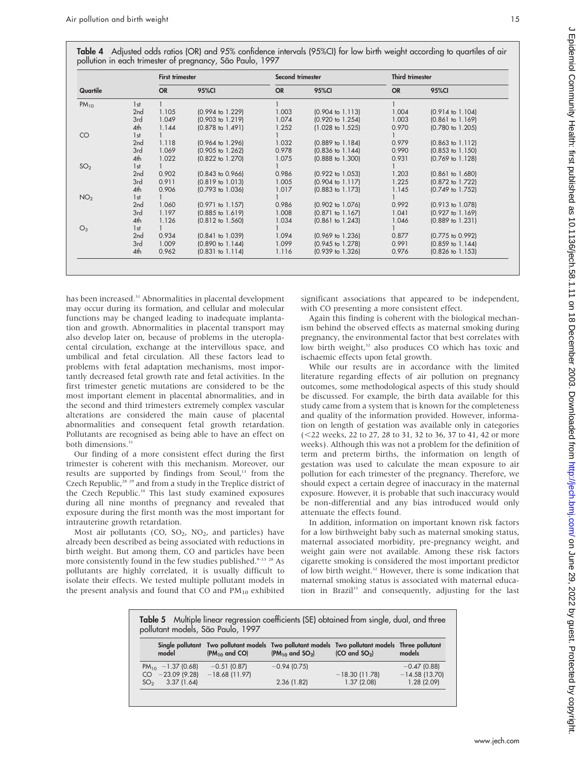**Table 4** Adjusted odds ratios (OR) and 95% confidence intervals (95%CI) for low birth weight according to quartiles of air pollution in each trimester of pregnancy, São Paulo, 1997

| Quartile | | First trimester | | Second trimester | | Third trimester | |
|---|---|---|---|---|---|---|---|
| | | OR | 95%CI | OR | 95%CI | OR | 95%CI |
| $PM_{10}$ | 1st | 1 | | 1 | | 1 | |
| | 2nd | 1.105 | (0.994 to 1.229) | 1.003 | (0.904 to 1.113) | 1.004 | (0.914 to 1.104) |
| | 3rd | 1.049 | (0.903 to 1.219) | 1.074 | (0.920 to 1.254) | 1.003 | (0.861 to 1.169) |
| | 4th | 1.144 | (0.878 to 1.491) | 1.252 | (1.028 to 1.525) | 0.970 | (0.780 to 1.205) |
| CO | 1st | 1 | | 1 | | 1 | |
| | 2nd | 1.118 | (0.964 to 1.296) | 1.032 | (0.889 to 1.184) | 0.979 | (0.863 to 1.112) |
| | 3rd | 1.069 | (0.905 to 1.262) | 0.978 | (0.836 to 1.144) | 0.990 | (0.853 to 1.150) |
| | 4th | 1.022 | (0.822 to 1.270) | 1.075 | (0.888 to 1.300) | 0.931 | (0.769 to 1.128) |
| $SO_2$ | 1st | 1 | | 1 | | 1 | |
| | 2nd | 0.902 | (0.843 to 0.966) | 0.986 | (0.922 to 1.053) | 1.203 | (0.861 to 1.680) |
| | 3rd | 0.911 | (0.819 to 1.013) | 1.005 | (0.904 to 1.117) | 1.225 | (0.872 to 1.722) |
| | 4th | 0.906 | (0.793 to 1.036) | 1.017 | (0.883 to 1.173) | 1.145 | (0.749 to 1.752) |
| $NO_2$ | 1st | 1 | | 1 | | 1 | |
| | 2nd | 1.060 | (0.971 to 1.157) | 0.986 | (0.902 to 1.076) | 0.992 | (0.913 to 1.078) |
| | 3rd | 1.197 | (0.885 to 1.619) | 1.008 | (0.871 to 1.167) | 1.041 | (0.927 to 1.169) |
| | 4th | 1.126 | (0.812 to 1.560) | 1.034 | (0.861 to 1.243) | 1.046 | (0.889 to 1.231) |
| $O_3$ | 1st | 1 | | 1 | | 1 | |
| | 2nd | 0.934 | (0.841 to 1.039) | 1.094 | (0.969 to 1.236) | 0.877 | (0.775 to 0.992) |
| | 3rd | 1.009 | (0.890 to 1.144) | 1.099 | (0.945 to 1.278) | 0.991 | (0.859 to 1.144) |
| | 4th | 0.962 | (0.831 to 1.114) | 1.116 | (0.939 to 1.326) | 0.976 | (0.826 to 1.153) |

has been increased.[31] Abnormalities in placental development may occur during its formation, and cellular and molecular functions may be changed leading to inadequate implantation and growth. Abnormalities in placental transport may also develop later on, because of problems in the uteroplacental circulation, exchange at the intervillous space, and umbilical and fetal circulation. All these factors lead to problems with fetal adaptation mechanisms, most importantly decreased fetal growth rate and fetal activities. In the first trimester genetic mutations are considered to be the most important element in placental abnormalities, and in the second and third trimesters extremely complex vascular alterations are considered the main cause of placental abnormalities and consequent fetal growth retardation. Pollutants are recognised as being able to have an effect on both dimensions.[31]

Our finding of a more consistent effect during the first trimester is coherent with this mechanism. Moreover, our results are supported by findings from Seoul,[13] from the Czech Republic,[28 29] and from a study in the Treplice district of the Czech Republic.[10] This last study examined exposures during all nine months of pregnancy and revealed that exposure during the first month was the most important for intrauterine growth retardation.

Most air pollutants (CO, $SO_2$, $NO_2$, and particles) have already been described as being associated with reductions in birth weight. But among them, CO and particles have been more consistently found in the few studies published.[9–13 28] As pollutants are highly correlated, it is usually difficult to isolate their effects. We tested multiple pollutant models in the present analysis and found that CO and $PM_{10}$ exhibited significant associations that appeared to be independent, with CO presenting a more consistent effect.

Again this finding is coherent with the biological mechanism behind the observed effects as maternal smoking during pregnancy, the environmental factor that best correlates with low birth weight,[32] also produces CO which has toxic and ischaemic effects upon fetal growth.

While our results are in accordance with the limited literature regarding effects of air pollution on pregnancy outcomes, some methodological aspects of this study should be discussed. For example, the birth data available for this study came from a system that is known for the completeness and quality of the information provided. However, information on length of gestation was available only in categories (<22 weeks, 22 to 27, 28 to 31, 32 to 36, 37 to 41, 42 or more weeks). Although this was not a problem for the definition of term and preterm births, the information on length of gestation was used to calculate the mean exposure to air pollution for each trimester of the pregnancy. Therefore, we should expect a certain degree of inaccuracy in the maternal exposure. However, it is probable that such inaccuracy would be non-differential and any bias introduced would only attenuate the effects found.

In addition, information on important known risk factors for a low birthweight baby such as maternal smoking status, maternal associated morbidity, pre-pregnancy weight, and weight gain were not available. Among these risk factors cigarette smoking is considered the most important predictor of low birth weight.[32] However, there is some indication that maternal smoking status is associated with maternal education in Brazil[33] and consequently, adjusting for the last

**Table 5** Multiple linear regression coefficients (SE) obtained from single, dual, and three pollutant models, São Paulo, 1997

| | Single pollutant model | Two pollutant models ($PM_{10}$ and CO) | Two pollutant models ($PM_{10}$ and $SO_2$) | Two pollutant models (CO and $SO_2$) | Three pollutant models |
|---|---|---|---|---|---|
| $PM_{10}$ | −1.37 (0.68) | −0.51 (0.87) | −0.94 (0.75) | | −0.47 (0.88) |
| CO | −23.09 (9.28) | −18.68 (11.97) | | −18.30 (11.78) | −14.58 (13.70) |
| $SO_2$ | 3.37 (1.64) | | 2.36 (1.82) | 1.37 (2.08) | 1.28 (2.09) |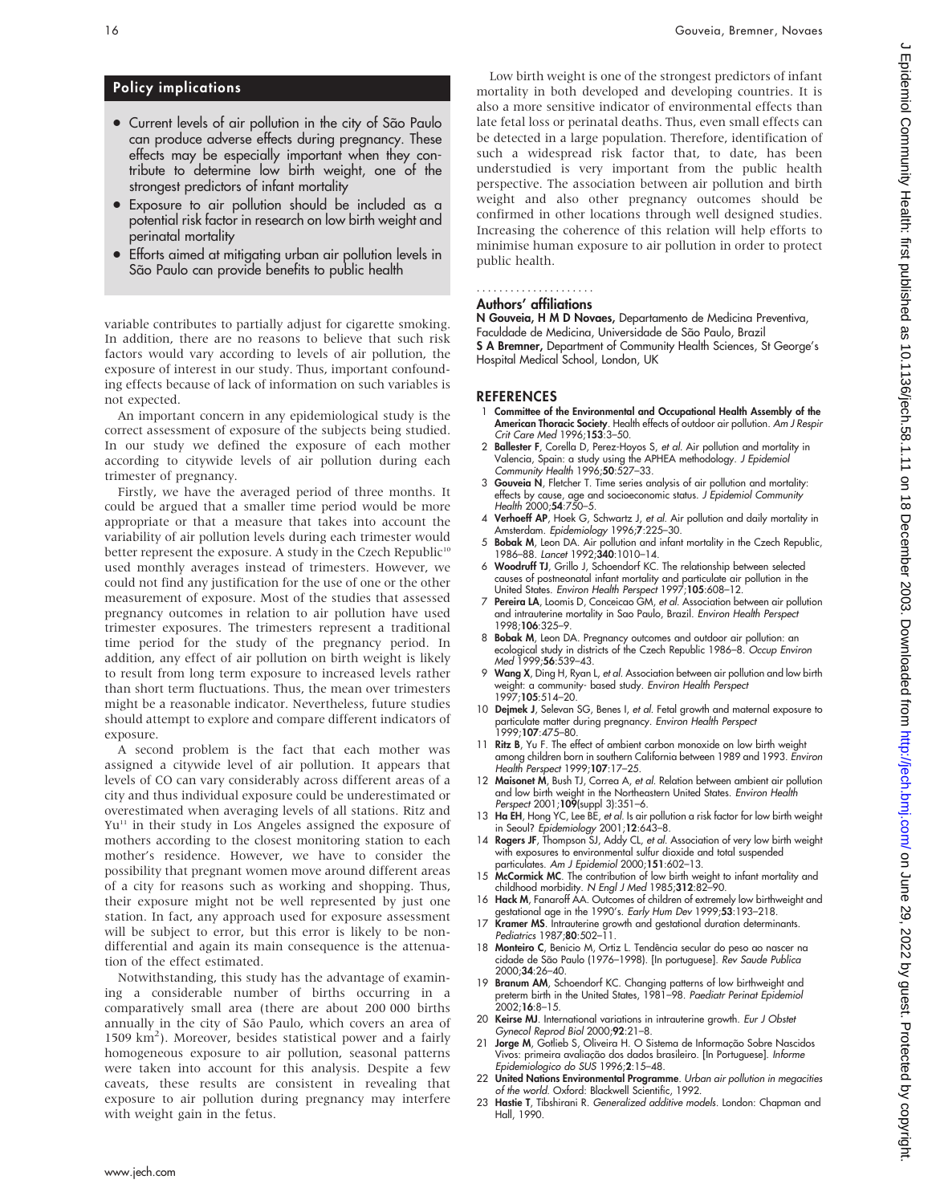## Policy implications

- Current levels of air pollution in the city of São Paulo can produce adverse effects during pregnancy. These effects may be especially important when they contribute to determine low birth weight, one of the strongest predictors of infant mortality
- Exposure to air pollution should be included as a potential risk factor in research on low birth weight and perinatal mortality
- Efforts aimed at mitigating urban air pollution levels in São Paulo can provide benefits to public health

variable contributes to partially adjust for cigarette smoking. In addition, there are no reasons to believe that such risk factors would vary according to levels of air pollution, the exposure of interest in our study. Thus, important confounding effects because of lack of information on such variables is not expected.

An important concern in any epidemiological study is the correct assessment of exposure of the subjects being studied. In our study we defined the exposure of each mother according to citywide levels of air pollution during each trimester of pregnancy.

Firstly, we have the averaged period of three months. It could be argued that a smaller time period would be more appropriate or that a measure that takes into account the variability of air pollution levels during each trimester would better represent the exposure. A study in the Czech Republic[10] used monthly averages instead of trimesters. However, we could not find any justification for the use of one or the other measurement of exposure. Most of the studies that assessed pregnancy outcomes in relation to air pollution have used trimester exposures. The trimesters represent a traditional time period for the study of the pregnancy period. In addition, any effect of air pollution on birth weight is likely to result from long term exposure to increased levels rather than short term fluctuations. Thus, the mean over trimesters might be a reasonable indicator. Nevertheless, future studies should attempt to explore and compare different indicators of exposure.

A second problem is the fact that each mother was assigned a citywide level of air pollution. It appears that levels of CO can vary considerably across different areas of a city and thus individual exposure could be underestimated or overestimated when averaging levels of all stations. Ritz and Yu[11] in their study in Los Angeles assigned the exposure of mothers according to the closest monitoring station to each mother's residence. However, we have to consider the possibility that pregnant women move around different areas of a city for reasons such as working and shopping. Thus, their exposure might not be well represented by just one station. In fact, any approach used for exposure assessment will be subject to error, but this error is likely to be non-differential and again its main consequence is the attenuation of the effect estimated.

Notwithstanding, this study has the advantage of examining a considerable number of births occurring in a comparatively small area (there are about 200 000 births annually in the city of São Paulo, which covers an area of 1509 km$^2$). Moreover, besides statistical power and a fairly homogeneous exposure to air pollution, seasonal patterns were taken into account for this analysis. Despite a few caveats, these results are consistent in revealing that exposure to air pollution during pregnancy may interfere with weight gain in the fetus.

Low birth weight is one of the strongest predictors of infant mortality in both developed and developing countries. It is also a more sensitive indicator of environmental effects than late fetal loss or perinatal deaths. Thus, even small effects can be detected in a large population. Therefore, identification of such a widespread risk factor that, to date, has been understudied is very important from the public health perspective. The association between air pollution and birth weight and also other pregnancy outcomes should be confirmed in other locations through well designed studies. Increasing the coherence of this relation will help efforts to minimise human exposure to air pollution in order to protect public health.

### Authors' affiliations

**N Gouveia, H M D Novaes,** Departamento de Medicina Preventiva, Faculdade de Medicina, Universidade de São Paulo, Brazil
**S A Bremner,** Department of Community Health Sciences, St George's Hospital Medical School, London, UK

## REFERENCES

1. **Committee of the Environmental and Occupational Health Assembly of the American Thoracic Society**. Health effects of outdoor air pollution. *Am J Respir Crit Care Med* 1996;**153**:3–50.
2. **Ballester F**, Corella D, Perez-Hoyos S, *et al*. Air pollution and mortality in Valencia, Spain: a study using the APHEA methodology. *J Epidemiol Community Health* 1996;**50**:527–33.
3. **Gouveia N**, Fletcher T. Time series analysis of air pollution and mortality: effects by cause, age and socioeconomic status. *J Epidemiol Community Health* 2000;**54**:750–5.
4. **Verhoeff AP**, Hoek G, Schwartz J, *et al*. Air pollution and daily mortality in Amsterdam. *Epidemiology* 1996;**7**:225–30.
5. **Bobak M**, Leon DA. Air pollution and infant mortality in the Czech Republic, 1986–88. *Lancet* 1992;**340**:1010–14.
6. **Woodruff TJ**, Grillo J, Schoendorf KC. The relationship between selected causes of postneonatal infant mortality and particulate air pollution in the United States. *Environ Health Perspect* 1997;**105**:608–12.
7. **Pereira LA**, Loomis D, Conceicao GM, *et al*. Association between air pollution and intrauterine mortality in Sao Paulo, Brazil. *Environ Health Perspect* 1998;**106**:325–9.
8. **Bobak M**, Leon DA. Pregnancy outcomes and outdoor air pollution: an ecological study in districts of the Czech Republic 1986–8. *Occup Environ Med* 1999;**56**:539–43.
9. **Wang X**, Ding H, Ryan L, *et al*. Association between air pollution and low birth weight: a community- based study. *Environ Health Perspect* 1997;**105**:514–20.
10. **Dejmek J**, Selevan SG, Benes I, *et al*. Fetal growth and maternal exposure to particulate matter during pregnancy. *Environ Health Perspect* 1999;**107**:475–80.
11. **Ritz B**, Yu F. The effect of ambient carbon monoxide on low birth weight among children born in southern California between 1989 and 1993. *Environ Health Perspect* 1999;**107**:17–25.
12. **Maisonet M**, Bush TJ, Correa A, *et al*. Relation between ambient air pollution and low birth weight in the Northeastern United States. *Environ Health Perspect* 2001;**109**(suppl 3):351–6.
13. **Ha EH**, Hong YC, Lee BE, *et al*. Is air pollution a risk factor for low birth weight in Seoul? *Epidemiology* 2001;**12**:643–8.
14. **Rogers JF**, Thompson SJ, Addy CL, *et al*. Association of very low birth weight with exposures to environmental sulfur dioxide and total suspended particulates. *Am J Epidemiol* 2000;**151**:602–13.
15. **McCormick MC**. The contribution of low birth weight to infant mortality and childhood morbidity. *N Engl J Med* 1985;**312**:82–90.
16. **Hack M**, Fanaroff AA. Outcomes of children of extremely low birthweight and gestational age in the 1990's. *Early Hum Dev* 1999;**53**:193–218.
17. **Kramer MS**. Intrauterine growth and gestational duration determinants. *Pediatrics* 1987;**80**:502–11.
18. **Monteiro C**, Benicio M, Ortiz L. Tendência secular do peso ao nascer na cidade de São Paulo (1976–1998). [In portuguese]. *Rev Saude Publica* 2000;**34**:26–40.
19. **Branum AM**, Schoendorf KC. Changing patterns of low birthweight and preterm birth in the United States, 1981–98. *Paediatr Perinat Epidemiol* 2002;**16**:8–15.
20. **Keirse MJ**. International variations in intrauterine growth. *Eur J Obstet Gynecol Reprod Biol* 2000;**92**:21–8.
21. **Jorge M**, Gotlieb S, Oliveira H. O Sistema de Informação Sobre Nascidos Vivos: primeira avaliação dos dados brasileiro. [In Portuguese]. *Informe Epidemiologico do SUS* 1996;**2**:15–48.
22. **United Nations Environmental Programme**. *Urban air pollution in megacities of the world*. Oxford: Blackwell Scientific, 1992.
23. **Hastie T**, Tibshirani R. *Generalized additive models*. London: Chapman and Hall, 1990.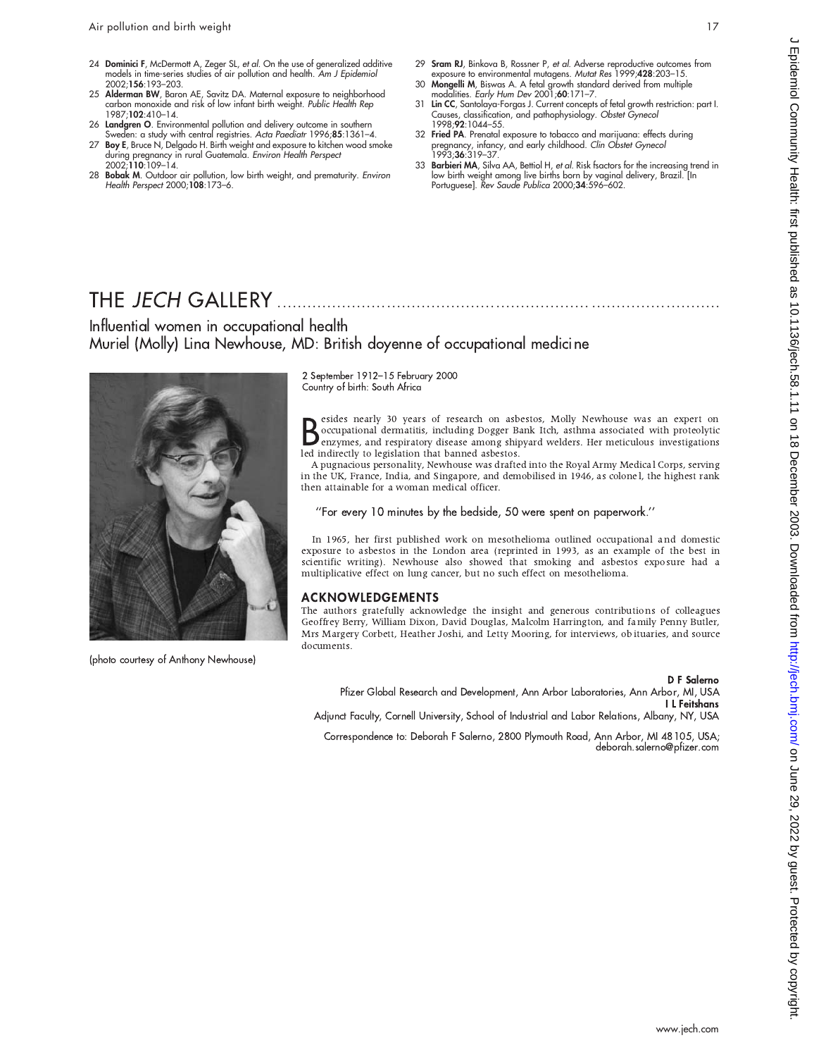24 **Dominici F**, McDermott A, Zeger SL, *et al*. On the use of generalized additive models in time-series studies of air pollution and health. *Am J Epidemiol* 2002;**156**:193–203.

25 **Alderman BW**, Baron AE, Savitz DA. Maternal exposure to neighborhood carbon monoxide and risk of low infant birth weight. *Public Health Rep* 1987;**102**:410–14.

26 **Landgren O**. Environmental pollution and delivery outcome in southern Sweden: a study with central registries. *Acta Paediatr* 1996;**85**:1361–4.

27 **Boy E**, Bruce N, Delgado H. Birth weight and exposure to kitchen wood smoke during pregnancy in rural Guatemala. *Environ Health Perspect* 2002;**110**:109–14.

28 **Bobak M**. Outdoor air pollution, low birth weight, and prematurity. *Environ Health Perspect* 2000;**108**:173–6.

29 **Sram RJ**, Binkova B, Rossner P, *et al*. Adverse reproductive outcomes from exposure to environmental mutagens. *Mutat Res* 1999;**428**:203–15.

30 **Mongelli M**, Biswas A. A fetal growth standard derived from multiple modalities. *Early Hum Dev* 2001;**60**:171–7.

31 **Lin CC**, Santolaya-Forgas J. Current concepts of fetal growth restriction: part I. Causes, classification, and pathophysiology. *Obstet Gynecol* 1998;**92**:1044–55.

32 **Fried PA**. Prenatal exposure to tobacco and marijuana: effects during pregnancy, infancy, and early childhood. *Clin Obstet Gynecol* 1993;**36**:319–37.

33 **Barbieri MA**, Silva AA, Bettiol H, *et al*. Risk fsactors for the increasing trend in low birth weight among live births born by vaginal delivery, Brazil. [In Portuguese]. *Rev Saude Publica* 2000;**34**:596–602.

# THE *JECH* GALLERY

## Influential women in occupational health
## Muriel (Molly) Lina Newhouse, MD: British doyenne of occupational medicine

(photo courtesy of Anthony Newhouse)

2 September 1912–15 February 2000
Country of birth: South Africa

Besides nearly 30 years of research on asbestos, Molly Newhouse was an expert on occupational dermatitis, including Dogger Bank Itch, asthma associated with proteolytic enzymes, and respiratory disease among shipyard welders. Her meticulous investigations led indirectly to legislation that banned asbestos.

A pugnacious personality, Newhouse was drafted into the Royal Army Medical Corps, serving in the UK, France, India, and Singapore, and demobilised in 1946, as colonel, the highest rank then attainable for a woman medical officer.

> "For every 10 minutes by the bedside, 50 were spent on paperwork."

In 1965, her first published work on mesothelioma outlined occupational and domestic exposure to asbestos in the London area (reprinted in 1993, as an example of the best in scientific writing). Newhouse also showed that smoking and asbestos exposure had a multiplicative effect on lung cancer, but no such effect on mesothelioma.

### ACKNOWLEDGEMENTS

The authors gratefully acknowledge the insight and generous contributions of colleagues Geoffrey Berry, William Dixon, David Douglas, Malcolm Harrington, and family Penny Butler, Mrs Margery Corbett, Heather Joshi, and Letty Mooring, for interviews, obituaries, and source documents.

**D F Salerno**
Pfizer Global Research and Development, Ann Arbor Laboratories, Ann Arbor, MI, USA
**I L Feitshans**
Adjunct Faculty, Cornell University, School of Industrial and Labor Relations, Albany, NY, USA

Correspondence to: Deborah F Salerno, 2800 Plymouth Road, Ann Arbor, MI 48105, USA; deborah.salerno@pfizer.com